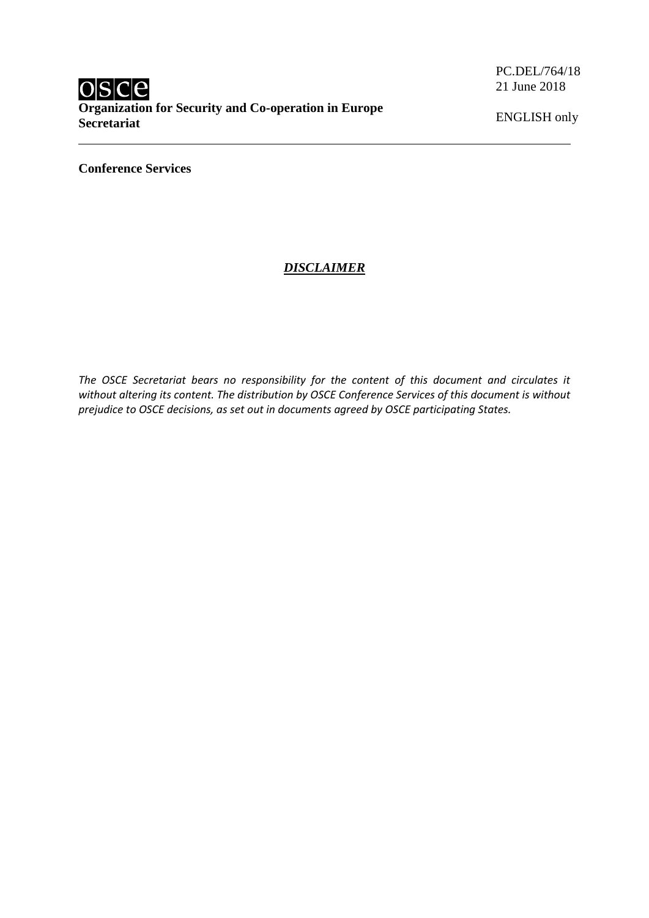PC.DEL/764/18
21 June 2018

ENGLISH only

**OSCE**
**Organization for Security and Co-operation in Europe**
**Secretariat**

---

**Conference Services**

## ***DISCLAIMER***

*The OSCE Secretariat bears no responsibility for the content of this document and circulates it without altering its content. The distribution by OSCE Conference Services of this document is without prejudice to OSCE decisions, as set out in documents agreed by OSCE participating States.*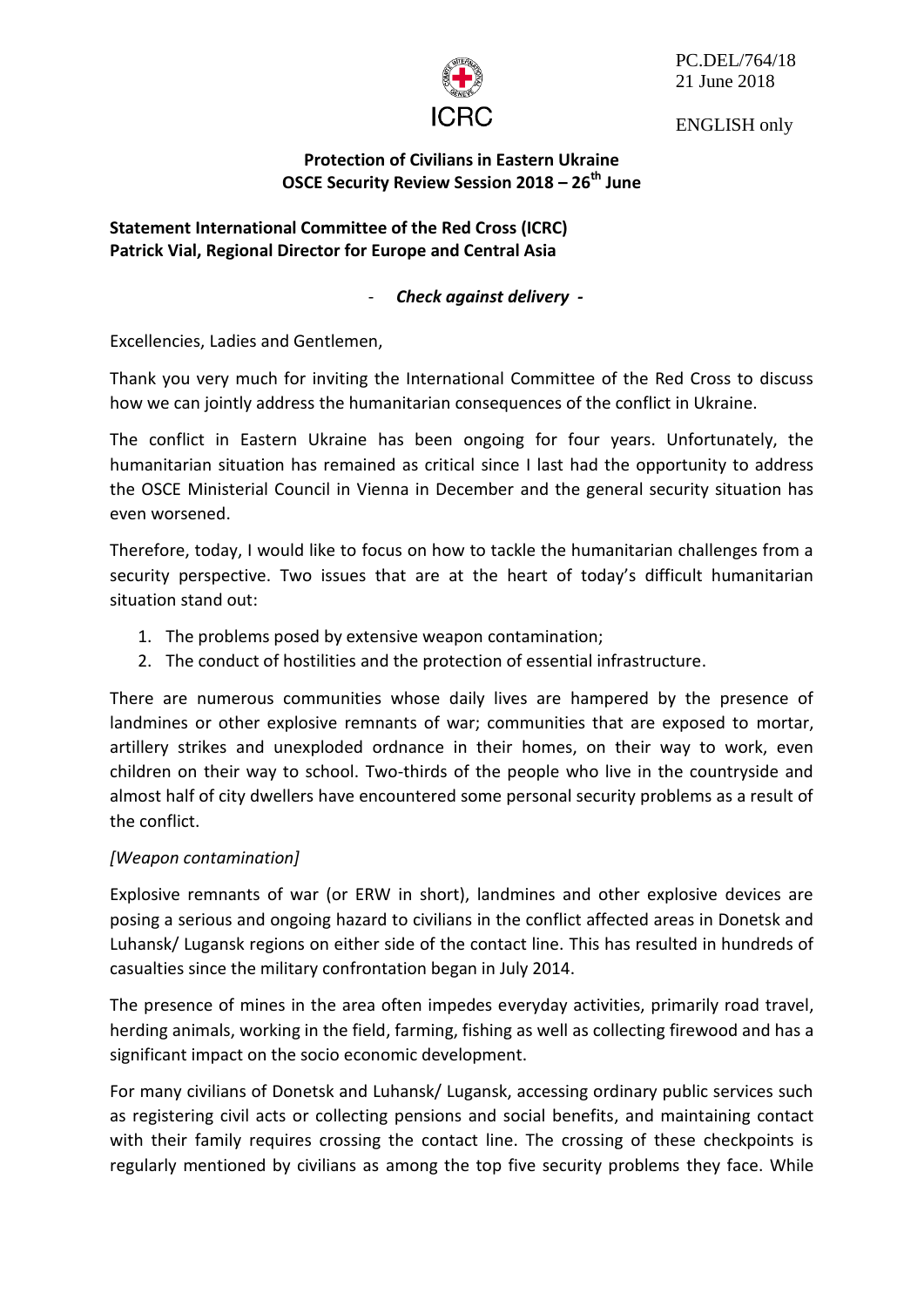PC.DEL/764/18
21 June 2018

ENGLISH only

**Protection of Civilians in Eastern Ukraine**
**OSCE Security Review Session 2018 – 26th June**

**Statement International Committee of the Red Cross (ICRC)**
**Patrick Vial, Regional Director for Europe and Central Asia**

- ***Check against delivery -***

Excellencies, Ladies and Gentlemen,

Thank you very much for inviting the International Committee of the Red Cross to discuss how we can jointly address the humanitarian consequences of the conflict in Ukraine.

The conflict in Eastern Ukraine has been ongoing for four years. Unfortunately, the humanitarian situation has remained as critical since I last had the opportunity to address the OSCE Ministerial Council in Vienna in December and the general security situation has even worsened.

Therefore, today, I would like to focus on how to tackle the humanitarian challenges from a security perspective. Two issues that are at the heart of today's difficult humanitarian situation stand out:

1. The problems posed by extensive weapon contamination;
2. The conduct of hostilities and the protection of essential infrastructure.

There are numerous communities whose daily lives are hampered by the presence of landmines or other explosive remnants of war; communities that are exposed to mortar, artillery strikes and unexploded ordnance in their homes, on their way to work, even children on their way to school. Two-thirds of the people who live in the countryside and almost half of city dwellers have encountered some personal security problems as a result of the conflict.

*[Weapon contamination]*

Explosive remnants of war (or ERW in short), landmines and other explosive devices are posing a serious and ongoing hazard to civilians in the conflict affected areas in Donetsk and Luhansk/ Lugansk regions on either side of the contact line. This has resulted in hundreds of casualties since the military confrontation began in July 2014.

The presence of mines in the area often impedes everyday activities, primarily road travel, herding animals, working in the field, farming, fishing as well as collecting firewood and has a significant impact on the socio economic development.

For many civilians of Donetsk and Luhansk/ Lugansk, accessing ordinary public services such as registering civil acts or collecting pensions and social benefits, and maintaining contact with their family requires crossing the contact line. The crossing of these checkpoints is regularly mentioned by civilians as among the top five security problems they face. While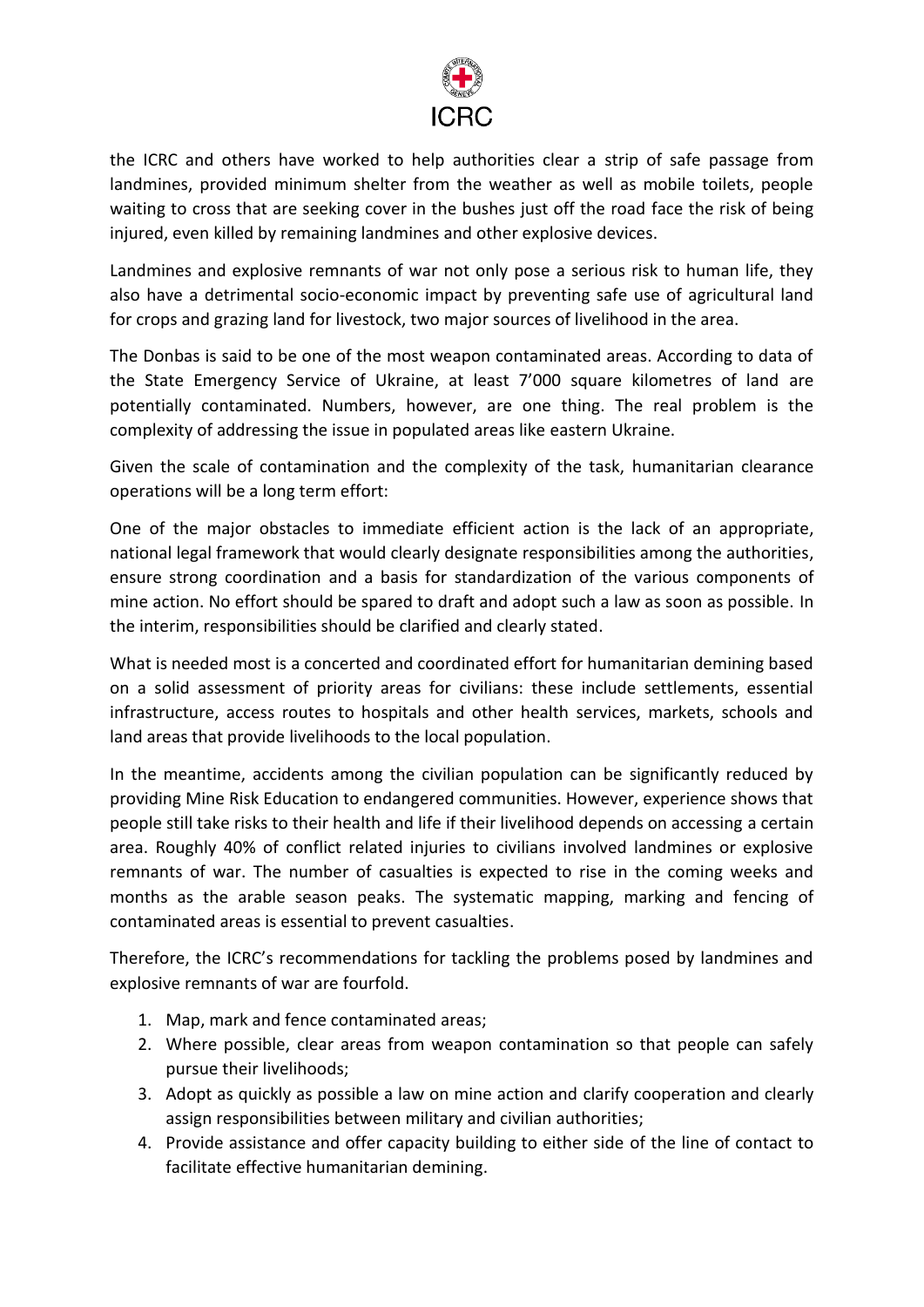the ICRC and others have worked to help authorities clear a strip of safe passage from landmines, provided minimum shelter from the weather as well as mobile toilets, people waiting to cross that are seeking cover in the bushes just off the road face the risk of being injured, even killed by remaining landmines and other explosive devices.

Landmines and explosive remnants of war not only pose a serious risk to human life, they also have a detrimental socio-economic impact by preventing safe use of agricultural land for crops and grazing land for livestock, two major sources of livelihood in the area.

The Donbas is said to be one of the most weapon contaminated areas. According to data of the State Emergency Service of Ukraine, at least 7'000 square kilometres of land are potentially contaminated. Numbers, however, are one thing. The real problem is the complexity of addressing the issue in populated areas like eastern Ukraine.

Given the scale of contamination and the complexity of the task, humanitarian clearance operations will be a long term effort:

One of the major obstacles to immediate efficient action is the lack of an appropriate, national legal framework that would clearly designate responsibilities among the authorities, ensure strong coordination and a basis for standardization of the various components of mine action. No effort should be spared to draft and adopt such a law as soon as possible. In the interim, responsibilities should be clarified and clearly stated.

What is needed most is a concerted and coordinated effort for humanitarian demining based on a solid assessment of priority areas for civilians: these include settlements, essential infrastructure, access routes to hospitals and other health services, markets, schools and land areas that provide livelihoods to the local population.

In the meantime, accidents among the civilian population can be significantly reduced by providing Mine Risk Education to endangered communities. However, experience shows that people still take risks to their health and life if their livelihood depends on accessing a certain area. Roughly 40% of conflict related injuries to civilians involved landmines or explosive remnants of war. The number of casualties is expected to rise in the coming weeks and months as the arable season peaks. The systematic mapping, marking and fencing of contaminated areas is essential to prevent casualties.

Therefore, the ICRC's recommendations for tackling the problems posed by landmines and explosive remnants of war are fourfold.

1. Map, mark and fence contaminated areas;
2. Where possible, clear areas from weapon contamination so that people can safely pursue their livelihoods;
3. Adopt as quickly as possible a law on mine action and clarify cooperation and clearly assign responsibilities between military and civilian authorities;
4. Provide assistance and offer capacity building to either side of the line of contact to facilitate effective humanitarian demining.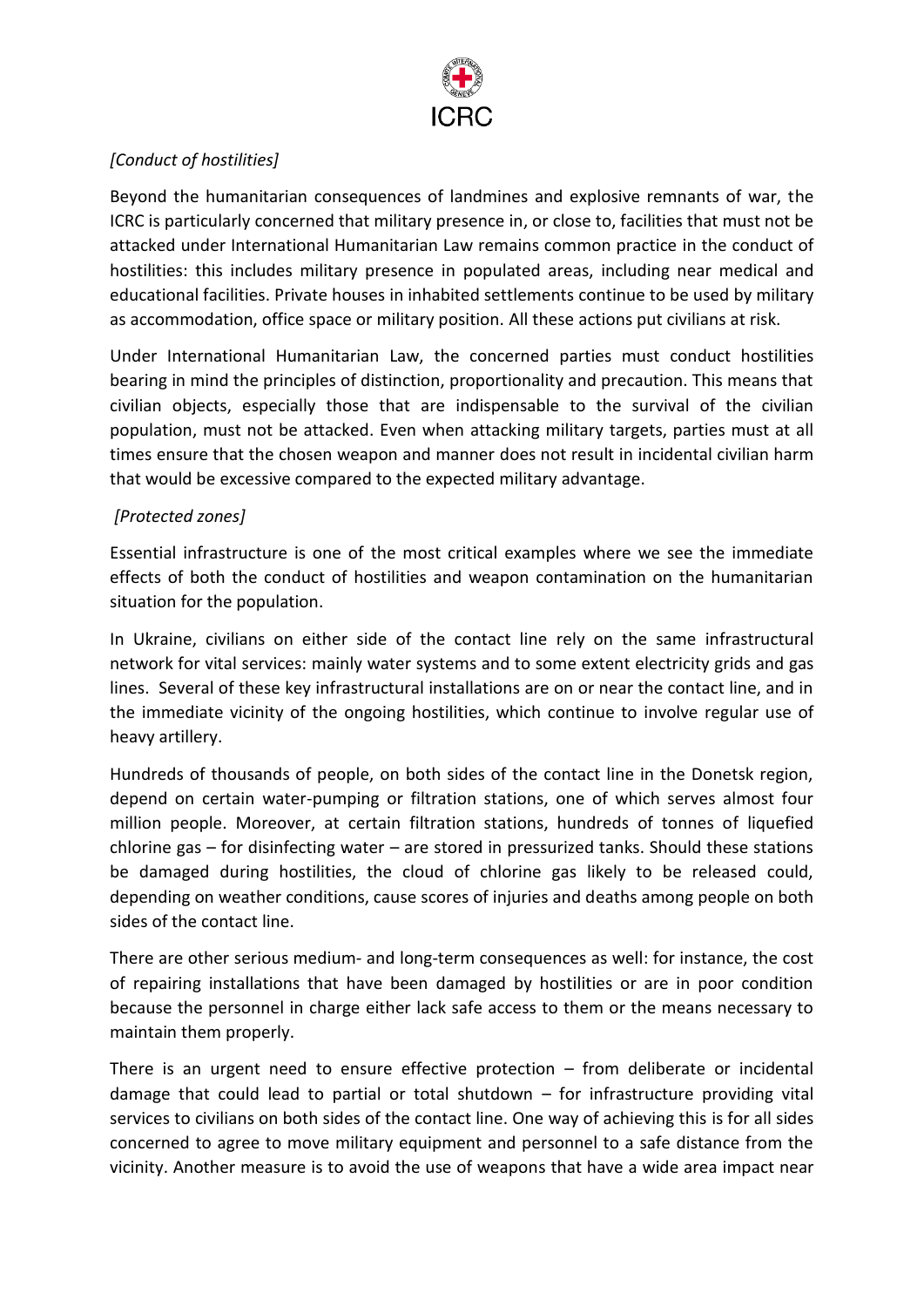*[Conduct of hostilities]*

Beyond the humanitarian consequences of landmines and explosive remnants of war, the ICRC is particularly concerned that military presence in, or close to, facilities that must not be attacked under International Humanitarian Law remains common practice in the conduct of hostilities: this includes military presence in populated areas, including near medical and educational facilities. Private houses in inhabited settlements continue to be used by military as accommodation, office space or military position. All these actions put civilians at risk.

Under International Humanitarian Law, the concerned parties must conduct hostilities bearing in mind the principles of distinction, proportionality and precaution. This means that civilian objects, especially those that are indispensable to the survival of the civilian population, must not be attacked. Even when attacking military targets, parties must at all times ensure that the chosen weapon and manner does not result in incidental civilian harm that would be excessive compared to the expected military advantage.

*[Protected zones]*

Essential infrastructure is one of the most critical examples where we see the immediate effects of both the conduct of hostilities and weapon contamination on the humanitarian situation for the population.

In Ukraine, civilians on either side of the contact line rely on the same infrastructural network for vital services: mainly water systems and to some extent electricity grids and gas lines. Several of these key infrastructural installations are on or near the contact line, and in the immediate vicinity of the ongoing hostilities, which continue to involve regular use of heavy artillery.

Hundreds of thousands of people, on both sides of the contact line in the Donetsk region, depend on certain water-pumping or filtration stations, one of which serves almost four million people. Moreover, at certain filtration stations, hundreds of tonnes of liquefied chlorine gas – for disinfecting water – are stored in pressurized tanks. Should these stations be damaged during hostilities, the cloud of chlorine gas likely to be released could, depending on weather conditions, cause scores of injuries and deaths among people on both sides of the contact line.

There are other serious medium- and long-term consequences as well: for instance, the cost of repairing installations that have been damaged by hostilities or are in poor condition because the personnel in charge either lack safe access to them or the means necessary to maintain them properly.

There is an urgent need to ensure effective protection – from deliberate or incidental damage that could lead to partial or total shutdown – for infrastructure providing vital services to civilians on both sides of the contact line. One way of achieving this is for all sides concerned to agree to move military equipment and personnel to a safe distance from the vicinity. Another measure is to avoid the use of weapons that have a wide area impact near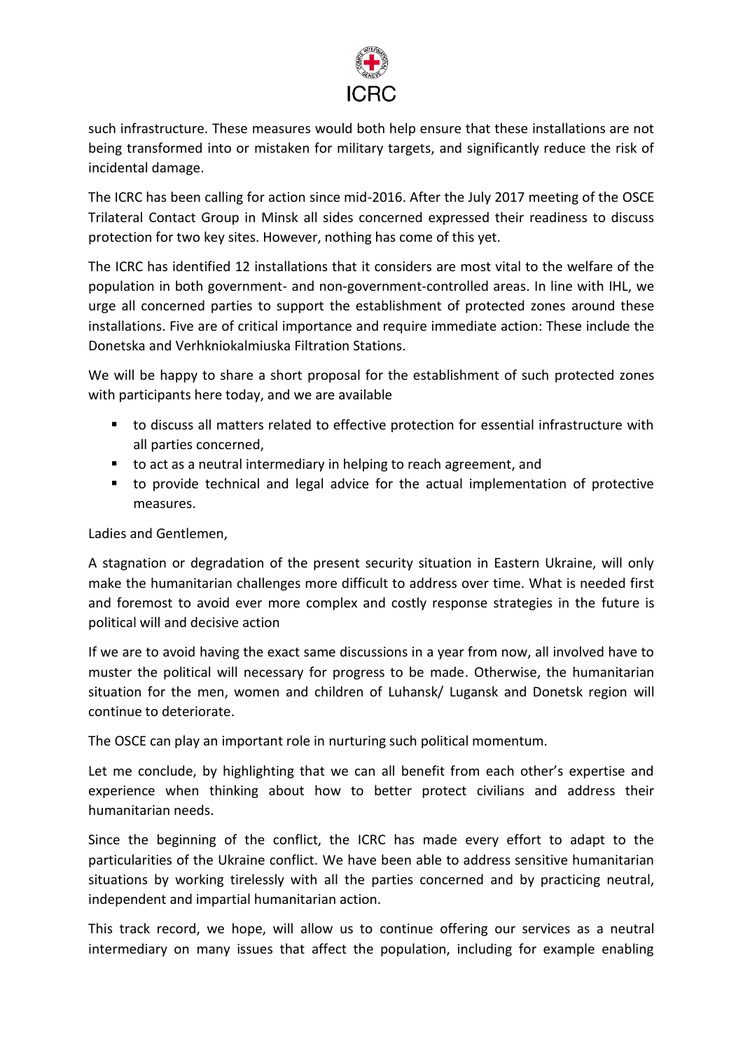such infrastructure. These measures would both help ensure that these installations are not being transformed into or mistaken for military targets, and significantly reduce the risk of incidental damage.

The ICRC has been calling for action since mid-2016. After the July 2017 meeting of the OSCE Trilateral Contact Group in Minsk all sides concerned expressed their readiness to discuss protection for two key sites. However, nothing has come of this yet.

The ICRC has identified 12 installations that it considers are most vital to the welfare of the population in both government- and non-government-controlled areas. In line with IHL, we urge all concerned parties to support the establishment of protected zones around these installations. Five are of critical importance and require immediate action: These include the Donetska and Verhkniokalmiuska Filtration Stations.

We will be happy to share a short proposal for the establishment of such protected zones with participants here today, and we are available

- to discuss all matters related to effective protection for essential infrastructure with all parties concerned,
- to act as a neutral intermediary in helping to reach agreement, and
- to provide technical and legal advice for the actual implementation of protective measures.

Ladies and Gentlemen,

A stagnation or degradation of the present security situation in Eastern Ukraine, will only make the humanitarian challenges more difficult to address over time. What is needed first and foremost to avoid ever more complex and costly response strategies in the future is political will and decisive action

If we are to avoid having the exact same discussions in a year from now, all involved have to muster the political will necessary for progress to be made. Otherwise, the humanitarian situation for the men, women and children of Luhansk/ Lugansk and Donetsk region will continue to deteriorate.

The OSCE can play an important role in nurturing such political momentum.

Let me conclude, by highlighting that we can all benefit from each other's expertise and experience when thinking about how to better protect civilians and address their humanitarian needs.

Since the beginning of the conflict, the ICRC has made every effort to adapt to the particularities of the Ukraine conflict. We have been able to address sensitive humanitarian situations by working tirelessly with all the parties concerned and by practicing neutral, independent and impartial humanitarian action.

This track record, we hope, will allow us to continue offering our services as a neutral intermediary on many issues that affect the population, including for example enabling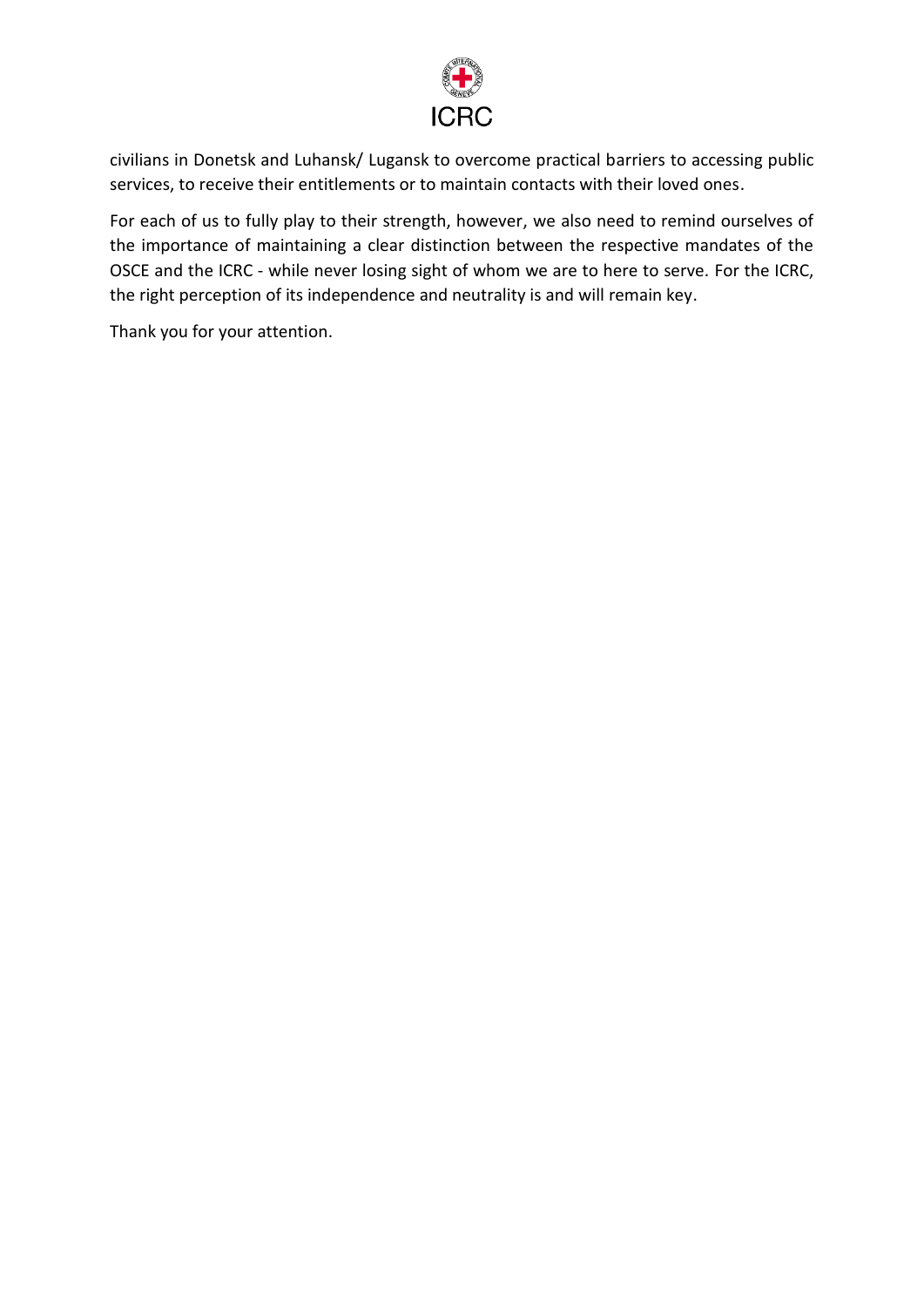civilians in Donetsk and Luhansk/ Lugansk to overcome practical barriers to accessing public services, to receive their entitlements or to maintain contacts with their loved ones.

For each of us to fully play to their strength, however, we also need to remind ourselves of the importance of maintaining a clear distinction between the respective mandates of the OSCE and the ICRC - while never losing sight of whom we are to here to serve. For the ICRC, the right perception of its independence and neutrality is and will remain key.

Thank you for your attention.